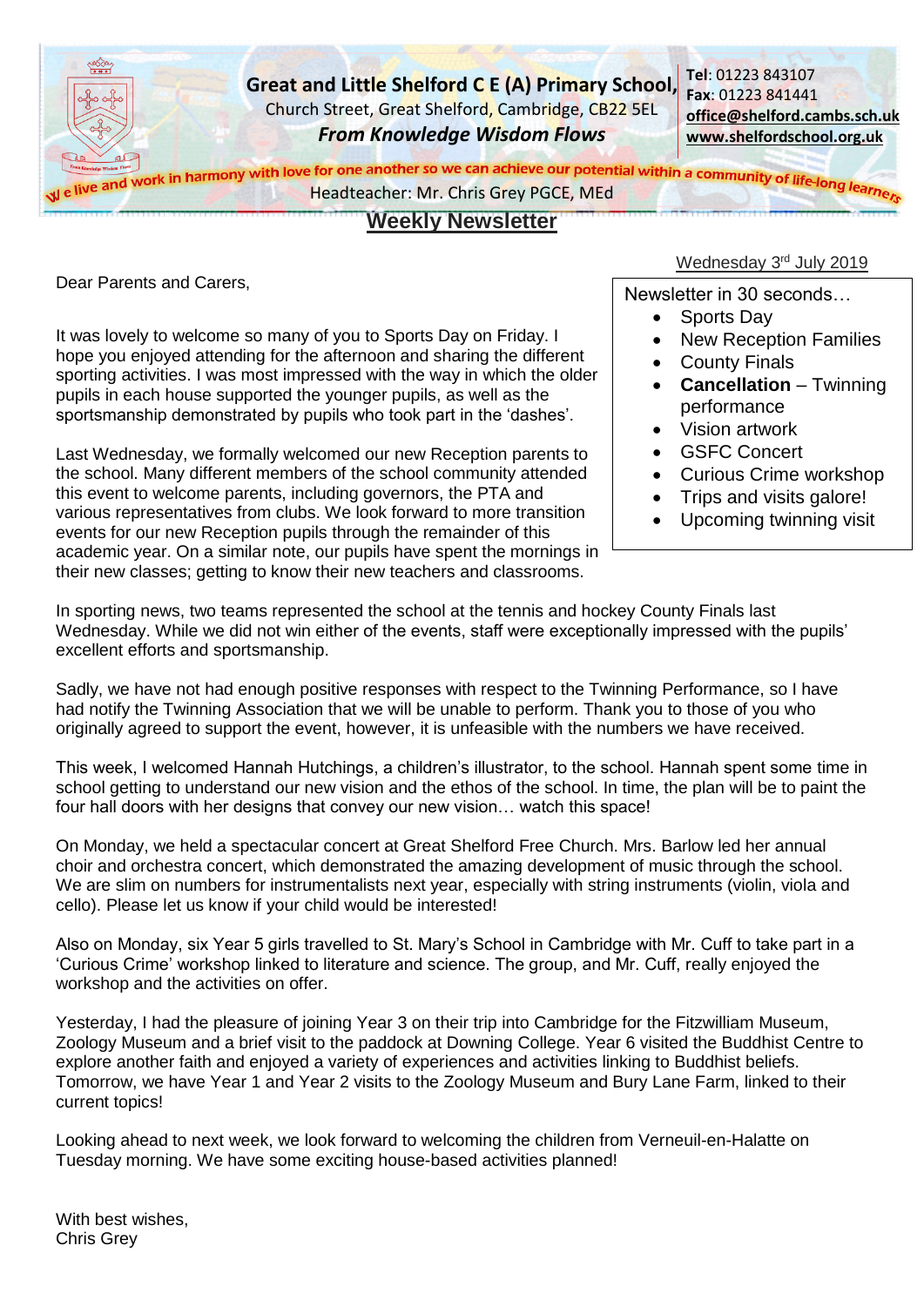**Great and Little Shelford C E (A) Primary School,**
Church Street, Great Shelford, Cambridge, CB22 5EL
***From Knowledge Wisdom Flows***

**Tel**: 01223 843107
**Fax**: 01223 841441
**office@shelford.cambs.sch.uk**
**www.shelfordschool.org.uk**

We live and work in harmony with love for one another so we can achieve our potential within a community of life-long learners

Headteacher: Mr. Chris Grey PGCE, MEd

# Weekly Newsletter

Wednesday 3rd July 2019

Newsletter in 30 seconds…

- Sports Day
- New Reception Families
- County Finals
- **Cancellation** – Twinning performance
- Vision artwork
- GSFC Concert
- Curious Crime workshop
- Trips and visits galore!
- Upcoming twinning visit

Dear Parents and Carers,

It was lovely to welcome so many of you to Sports Day on Friday. I hope you enjoyed attending for the afternoon and sharing the different sporting activities. I was most impressed with the way in which the older pupils in each house supported the younger pupils, as well as the sportsmanship demonstrated by pupils who took part in the 'dashes'.

Last Wednesday, we formally welcomed our new Reception parents to the school. Many different members of the school community attended this event to welcome parents, including governors, the PTA and various representatives from clubs. We look forward to more transition events for our new Reception pupils through the remainder of this academic year. On a similar note, our pupils have spent the mornings in their new classes; getting to know their new teachers and classrooms.

In sporting news, two teams represented the school at the tennis and hockey County Finals last Wednesday. While we did not win either of the events, staff were exceptionally impressed with the pupils' excellent efforts and sportsmanship.

Sadly, we have not had enough positive responses with respect to the Twinning Performance, so I have had notify the Twinning Association that we will be unable to perform. Thank you to those of you who originally agreed to support the event, however, it is unfeasible with the numbers we have received.

This week, I welcomed Hannah Hutchings, a children's illustrator, to the school. Hannah spent some time in school getting to understand our new vision and the ethos of the school. In time, the plan will be to paint the four hall doors with her designs that convey our new vision… watch this space!

On Monday, we held a spectacular concert at Great Shelford Free Church. Mrs. Barlow led her annual choir and orchestra concert, which demonstrated the amazing development of music through the school. We are slim on numbers for instrumentalists next year, especially with string instruments (violin, viola and cello). Please let us know if your child would be interested!

Also on Monday, six Year 5 girls travelled to St. Mary's School in Cambridge with Mr. Cuff to take part in a 'Curious Crime' workshop linked to literature and science. The group, and Mr. Cuff, really enjoyed the workshop and the activities on offer.

Yesterday, I had the pleasure of joining Year 3 on their trip into Cambridge for the Fitzwilliam Museum, Zoology Museum and a brief visit to the paddock at Downing College. Year 6 visited the Buddhist Centre to explore another faith and enjoyed a variety of experiences and activities linking to Buddhist beliefs. Tomorrow, we have Year 1 and Year 2 visits to the Zoology Museum and Bury Lane Farm, linked to their current topics!

Looking ahead to next week, we look forward to welcoming the children from Verneuil-en-Halatte on Tuesday morning. We have some exciting house-based activities planned!

With best wishes,
Chris Grey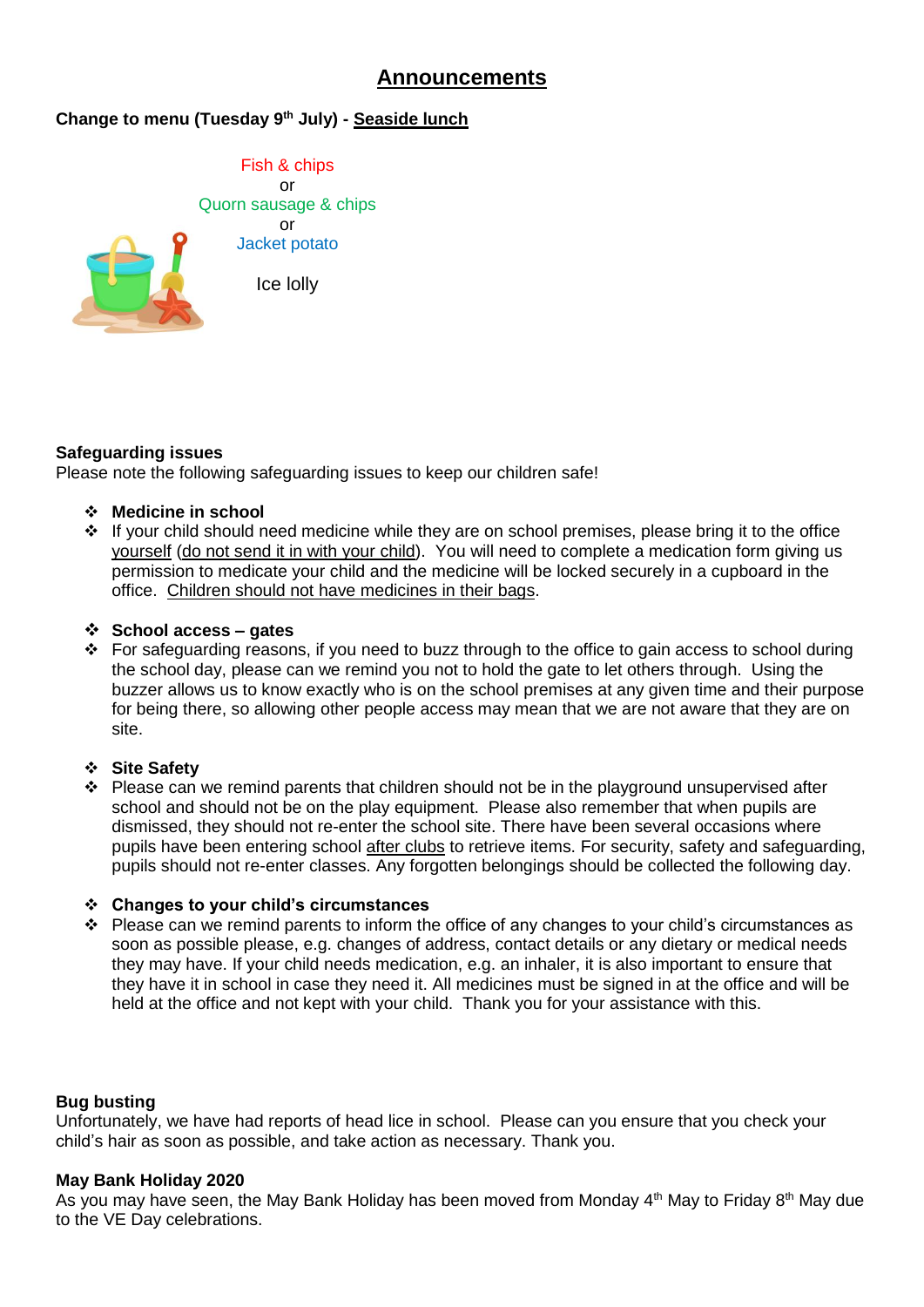# Announcements

**Change to menu (Tuesday 9th July) - Seaside lunch**

Fish & chips
or
Quorn sausage & chips
or
Jacket potato

Ice lolly

**Safeguarding issues**

Please note the following safeguarding issues to keep our children safe!

- **Medicine in school**
- If your child should need medicine while they are on school premises, please bring it to the office yourself (do not send it in with your child). You will need to complete a medication form giving us permission to medicate your child and the medicine will be locked securely in a cupboard in the office. Children should not have medicines in their bags.

- **School access – gates**
- For safeguarding reasons, if you need to buzz through to the office to gain access to school during the school day, please can we remind you not to hold the gate to let others through. Using the buzzer allows us to know exactly who is on the school premises at any given time and their purpose for being there, so allowing other people access may mean that we are not aware that they are on site.

- **Site Safety**
- Please can we remind parents that children should not be in the playground unsupervised after school and should not be on the play equipment. Please also remember that when pupils are dismissed, they should not re-enter the school site. There have been several occasions where pupils have been entering school after clubs to retrieve items. For security, safety and safeguarding, pupils should not re-enter classes. Any forgotten belongings should be collected the following day.

- **Changes to your child's circumstances**
- Please can we remind parents to inform the office of any changes to your child's circumstances as soon as possible please, e.g. changes of address, contact details or any dietary or medical needs they may have. If your child needs medication, e.g. an inhaler, it is also important to ensure that they have it in school in case they need it. All medicines must be signed in at the office and will be held at the office and not kept with your child. Thank you for your assistance with this.

**Bug busting**

Unfortunately, we have had reports of head lice in school. Please can you ensure that you check your child's hair as soon as possible, and take action as necessary. Thank you.

**May Bank Holiday 2020**

As you may have seen, the May Bank Holiday has been moved from Monday 4th May to Friday 8th May due to the VE Day celebrations.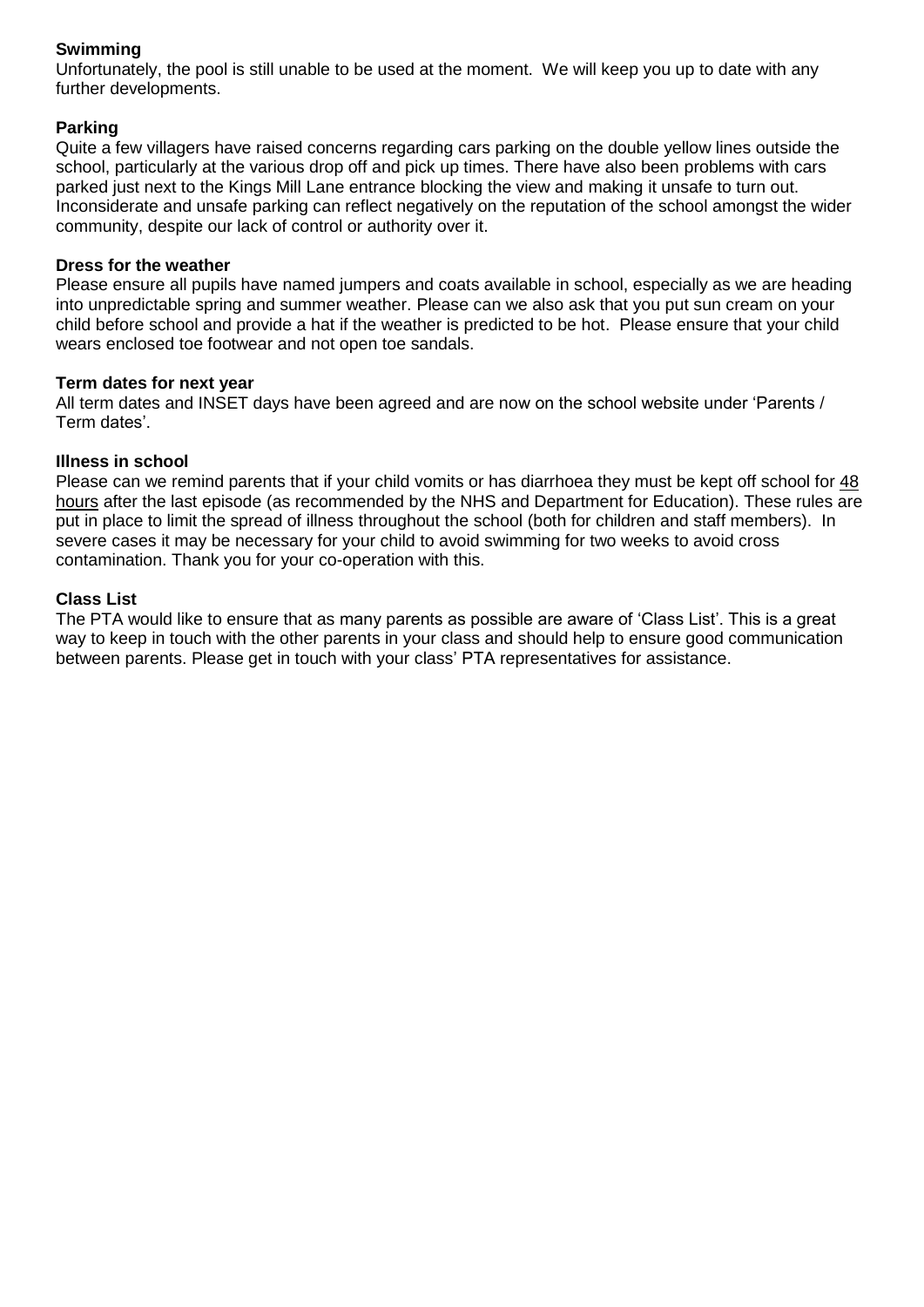**Swimming**

Unfortunately, the pool is still unable to be used at the moment. We will keep you up to date with any further developments.

**Parking**

Quite a few villagers have raised concerns regarding cars parking on the double yellow lines outside the school, particularly at the various drop off and pick up times. There have also been problems with cars parked just next to the Kings Mill Lane entrance blocking the view and making it unsafe to turn out. Inconsiderate and unsafe parking can reflect negatively on the reputation of the school amongst the wider community, despite our lack of control or authority over it.

**Dress for the weather**

Please ensure all pupils have named jumpers and coats available in school, especially as we are heading into unpredictable spring and summer weather. Please can we also ask that you put sun cream on your child before school and provide a hat if the weather is predicted to be hot. Please ensure that your child wears enclosed toe footwear and not open toe sandals.

**Term dates for next year**

All term dates and INSET days have been agreed and are now on the school website under 'Parents / Term dates'.

**Illness in school**

Please can we remind parents that if your child vomits or has diarrhoea they must be kept off school for 48 hours after the last episode (as recommended by the NHS and Department for Education). These rules are put in place to limit the spread of illness throughout the school (both for children and staff members). In severe cases it may be necessary for your child to avoid swimming for two weeks to avoid cross contamination. Thank you for your co-operation with this.

**Class List**

The PTA would like to ensure that as many parents as possible are aware of 'Class List'. This is a great way to keep in touch with the other parents in your class and should help to ensure good communication between parents. Please get in touch with your class' PTA representatives for assistance.